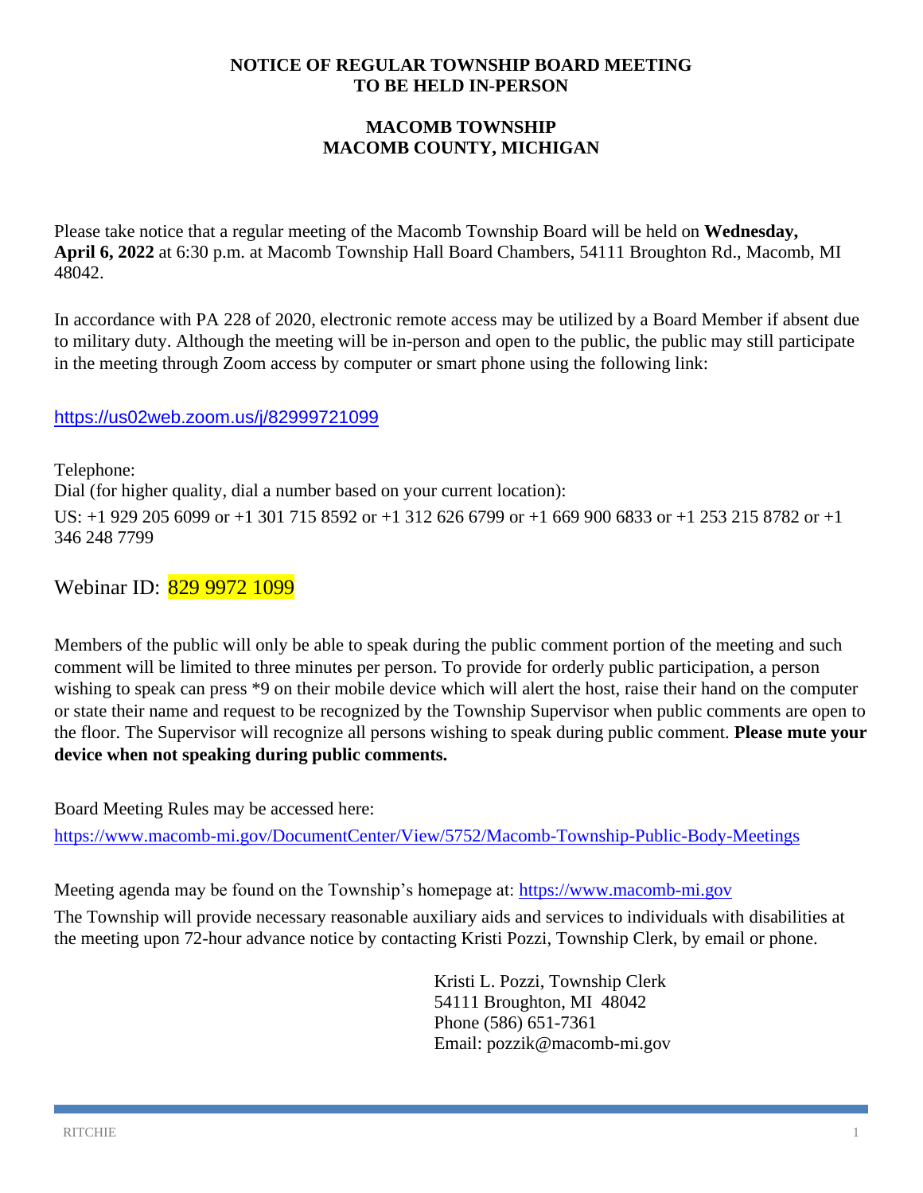**NOTICE OF REGULAR TOWNSHIP BOARD MEETING**
**TO BE HELD IN-PERSON**

**MACOMB TOWNSHIP**
**MACOMB COUNTY, MICHIGAN**

Please take notice that a regular meeting of the Macomb Township Board will be held on **Wednesday, April 6, 2022** at 6:30 p.m. at Macomb Township Hall Board Chambers, 54111 Broughton Rd., Macomb, MI 48042.

In accordance with PA 228 of 2020, electronic remote access may be utilized by a Board Member if absent due to military duty. Although the meeting will be in-person and open to the public, the public may still participate in the meeting through Zoom access by computer or smart phone using the following link:

https://us02web.zoom.us/j/82999721099

Telephone:
Dial (for higher quality, dial a number based on your current location):
US: +1 929 205 6099 or +1 301 715 8592 or +1 312 626 6799 or +1 669 900 6833 or +1 253 215 8782 or +1 346 248 7799

Webinar ID: 829 9972 1099

Members of the public will only be able to speak during the public comment portion of the meeting and such comment will be limited to three minutes per person. To provide for orderly public participation, a person wishing to speak can press *9 on their mobile device which will alert the host, raise their hand on the computer or state their name and request to be recognized by the Township Supervisor when public comments are open to the floor. The Supervisor will recognize all persons wishing to speak during public comment. **Please mute your device when not speaking during public comments.**

Board Meeting Rules may be accessed here:
https://www.macomb-mi.gov/DocumentCenter/View/5752/Macomb-Township-Public-Body-Meetings

Meeting agenda may be found on the Township's homepage at: https://www.macomb-mi.gov

The Township will provide necessary reasonable auxiliary aids and services to individuals with disabilities at the meeting upon 72-hour advance notice by contacting Kristi Pozzi, Township Clerk, by email or phone.

Kristi L. Pozzi, Township Clerk
54111 Broughton, MI 48042
Phone (586) 651-7361
Email: pozzik@macomb-mi.gov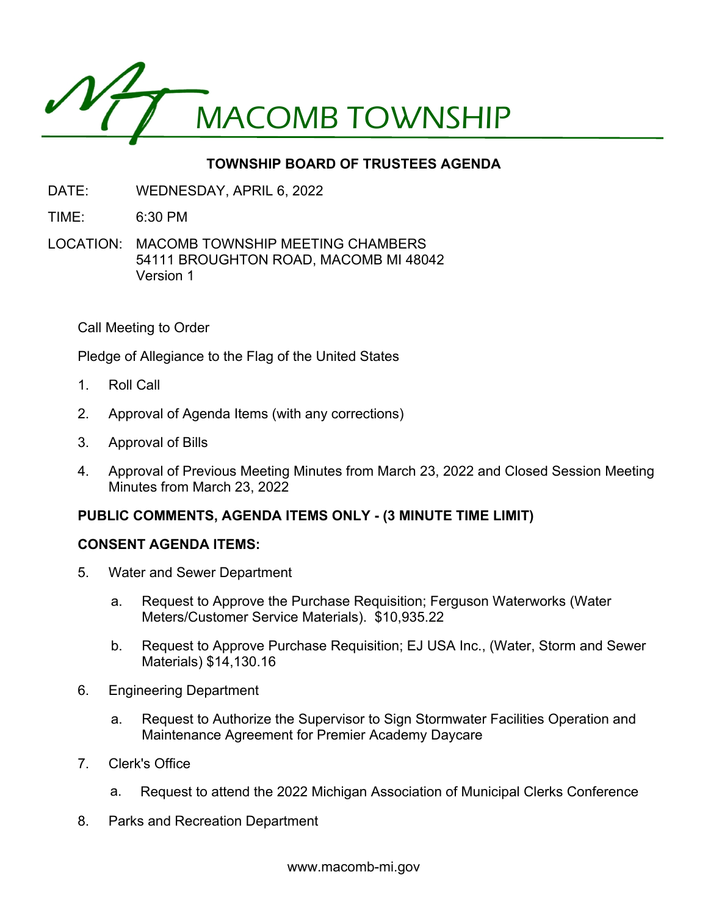# MACOMB TOWNSHIP

## TOWNSHIP BOARD OF TRUSTEES AGENDA

DATE: WEDNESDAY, APRIL 6, 2022

TIME: 6:30 PM

LOCATION: MACOMB TOWNSHIP MEETING CHAMBERS
54111 BROUGHTON ROAD, MACOMB MI 48042
Version 1

Call Meeting to Order

Pledge of Allegiance to the Flag of the United States

1. Roll Call
2. Approval of Agenda Items (with any corrections)
3. Approval of Bills
4. Approval of Previous Meeting Minutes from March 23, 2022 and Closed Session Meeting Minutes from March 23, 2022

**PUBLIC COMMENTS, AGENDA ITEMS ONLY - (3 MINUTE TIME LIMIT)**

**CONSENT AGENDA ITEMS:**

5. Water and Sewer Department
   a. Request to Approve the Purchase Requisition; Ferguson Waterworks (Water Meters/Customer Service Materials). $10,935.22
   b. Request to Approve Purchase Requisition; EJ USA Inc., (Water, Storm and Sewer Materials) $14,130.16
6. Engineering Department
   a. Request to Authorize the Supervisor to Sign Stormwater Facilities Operation and Maintenance Agreement for Premier Academy Daycare
7. Clerk's Office
   a. Request to attend the 2022 Michigan Association of Municipal Clerks Conference
8. Parks and Recreation Department

www.macomb-mi.gov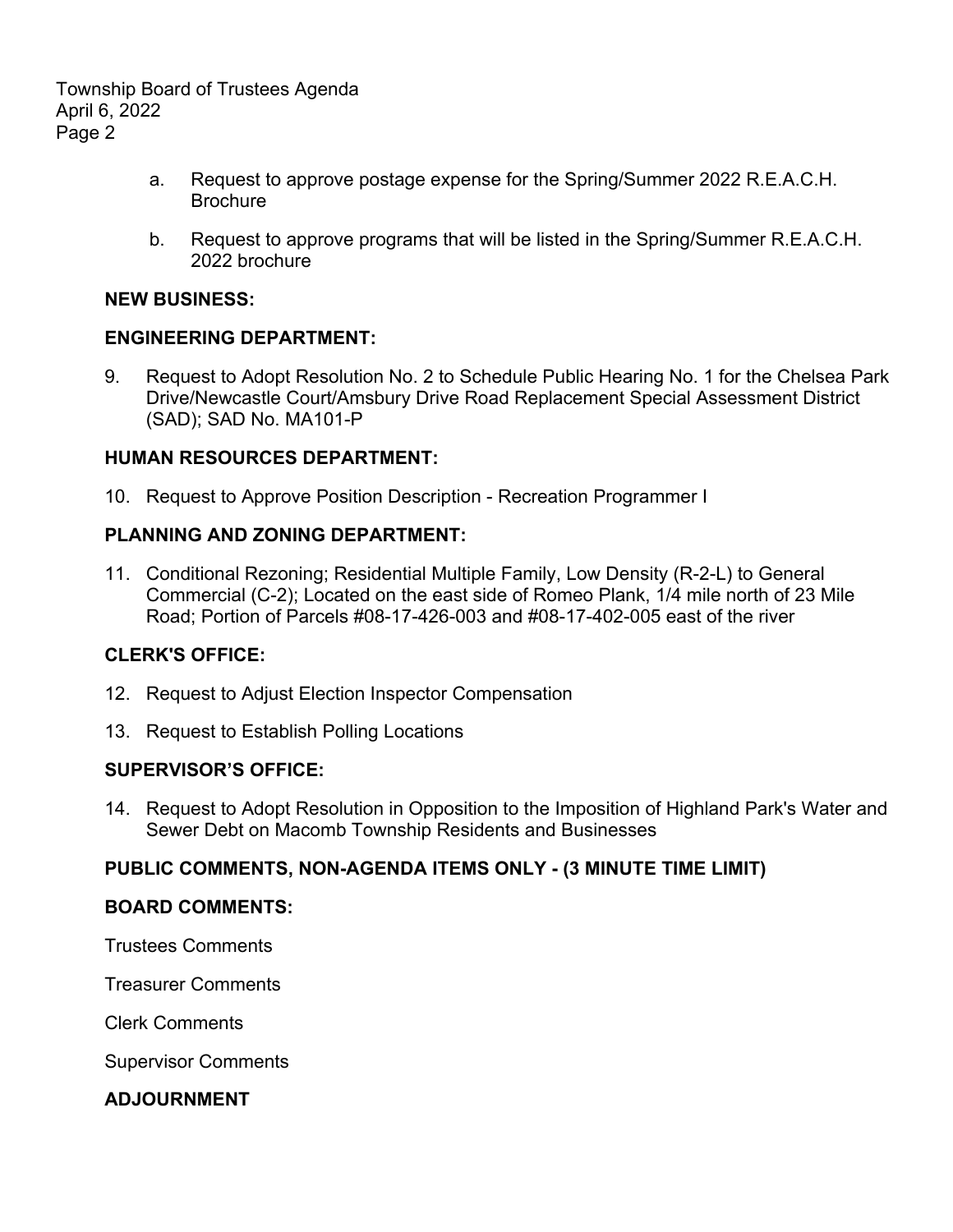a. Request to approve postage expense for the Spring/Summer 2022 R.E.A.C.H. Brochure

b. Request to approve programs that will be listed in the Spring/Summer R.E.A.C.H. 2022 brochure

**NEW BUSINESS:**

**ENGINEERING DEPARTMENT:**

9. Request to Adopt Resolution No. 2 to Schedule Public Hearing No. 1 for the Chelsea Park Drive/Newcastle Court/Amsbury Drive Road Replacement Special Assessment District (SAD); SAD No. MA101-P

**HUMAN RESOURCES DEPARTMENT:**

10. Request to Approve Position Description - Recreation Programmer I

**PLANNING AND ZONING DEPARTMENT:**

11. Conditional Rezoning; Residential Multiple Family, Low Density (R-2-L) to General Commercial (C-2); Located on the east side of Romeo Plank, 1/4 mile north of 23 Mile Road; Portion of Parcels #08-17-426-003 and #08-17-402-005 east of the river

**CLERK'S OFFICE:**

12. Request to Adjust Election Inspector Compensation

13. Request to Establish Polling Locations

**SUPERVISOR'S OFFICE:**

14. Request to Adopt Resolution in Opposition to the Imposition of Highland Park's Water and Sewer Debt on Macomb Township Residents and Businesses

**PUBLIC COMMENTS, NON-AGENDA ITEMS ONLY - (3 MINUTE TIME LIMIT)**

**BOARD COMMENTS:**

Trustees Comments

Treasurer Comments

Clerk Comments

Supervisor Comments

**ADJOURNMENT**